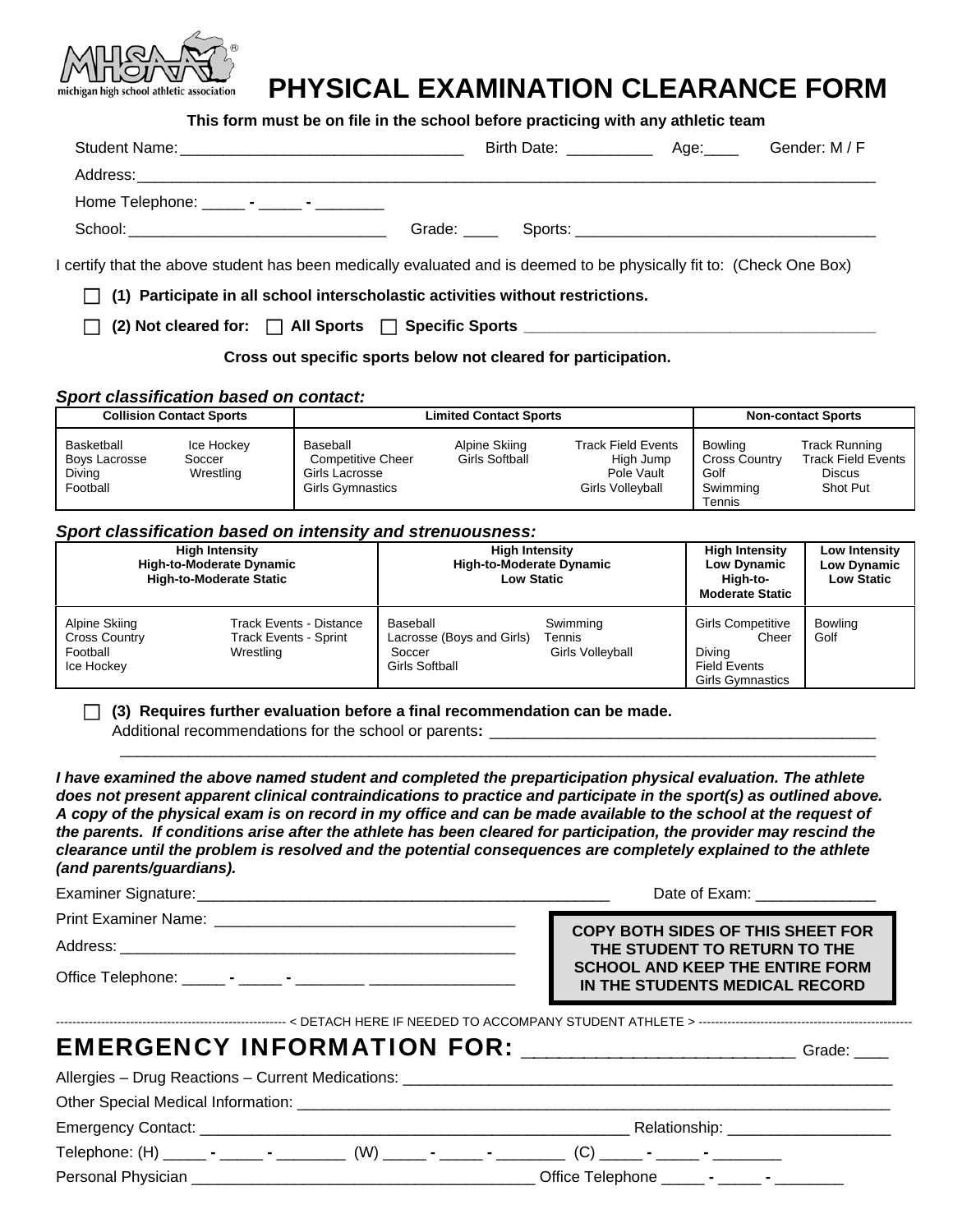michigan high school athletic association

# PHYSICAL EXAMINATION CLEARANCE FORM

**This form must be on file in the school before practicing with any athletic team**

Student Name:________________________________ Birth Date: __________ Age:____ Gender: M / F

Address:_______________________________________________________________________________

Home Telephone: _____ - _____ - ________

School:_____________________________ Grade: ____ Sports: __________________________________

I certify that the above student has been medically evaluated and is deemed to be physically fit to: (Check One Box)

☐ **(1) Participate in all school interscholastic activities without restrictions.**

☐ **(2) Not cleared for:** ☐ **All Sports** ☐ **Specific Sports** ______________________________________

**Cross out specific sports below not cleared for participation.**

***Sport classification based on contact:***

| Collision Contact Sports | | Limited Contact Sports | | | Non-contact Sports | |
|---|---|---|---|---|---|---|
| Basketball<br>Boys Lacrosse<br>Diving<br>Football | Ice Hockey<br>Soccer<br>Wrestling | Baseball<br>Competitive Cheer<br>Girls Lacrosse<br>Girls Gymnastics | Alpine Skiing<br>Girls Softball | Track Field Events<br>High Jump<br>Pole Vault<br>Girls Volleyball | Bowling<br>Cross Country<br>Golf<br>Swimming<br>Tennis | Track Running<br>Track Field Events<br>Discus<br>Shot Put |

***Sport classification based on intensity and strenuousness:***

| High Intensity High-to-Moderate Dynamic High-to-Moderate Static | | High Intensity High-to-Moderate Dynamic Low Static | | High Intensity Low Dynamic High-to-Moderate Static | Low Intensity Low Dynamic Low Static |
|---|---|---|---|---|---|
| Alpine Skiing<br>Cross Country<br>Football<br>Ice Hockey | Track Events - Distance<br>Track Events - Sprint<br>Wrestling | Baseball<br>Lacrosse (Boys and Girls)<br>Soccer<br>Girls Softball | Swimming<br>Tennis<br>Girls Volleyball | Girls Competitive Cheer<br>Diving<br>Field Events<br>Girls Gymnastics | Bowling<br>Golf |

☐ **(3) Requires further evaluation before a final recommendation can be made.**
Additional recommendations for the school or parents**:** _____________________________________________
_______________________________________________________________________________________

***I have examined the above named student and completed the preparticipation physical evaluation. The athlete does not present apparent clinical contraindications to practice and participate in the sport(s) as outlined above. A copy of the physical exam is on record in my office and can be made available to the school at the request of the parents. If conditions arise after the athlete has been cleared for participation, the provider may rescind the clearance until the problem is resolved and the potential consequences are completely explained to the athlete (and parents/guardians).***

Examiner Signature:_______________________________________________ Date of Exam: ______________

Print Examiner Name: __________________________________

Address: _______________________________________________

Office Telephone: _____ - _____ - ________ ________________

**COPY BOTH SIDES OF THIS SHEET FOR THE STUDENT TO RETURN TO THE SCHOOL AND KEEP THE ENTIRE FORM IN THE STUDENTS MEDICAL RECORD**

-------------------- < DETACH HERE IF NEEDED TO ACCOMPANY STUDENT ATHLETE > --------------------

## EMERGENCY INFORMATION FOR: ___________________________ Grade: ____

Allergies – Drug Reactions – Current Medications: ____________________________________________________

Other Special Medical Information: _______________________________________________________________

Emergency Contact: _______________________________________________ Relationship: ___________________

Telephone: (H) _____ - _____ - ________ (W) _____ - _____ - ________ (C) _____ - _____ - ________

Personal Physician ________________________________________ Office Telephone _____ - _____ - ________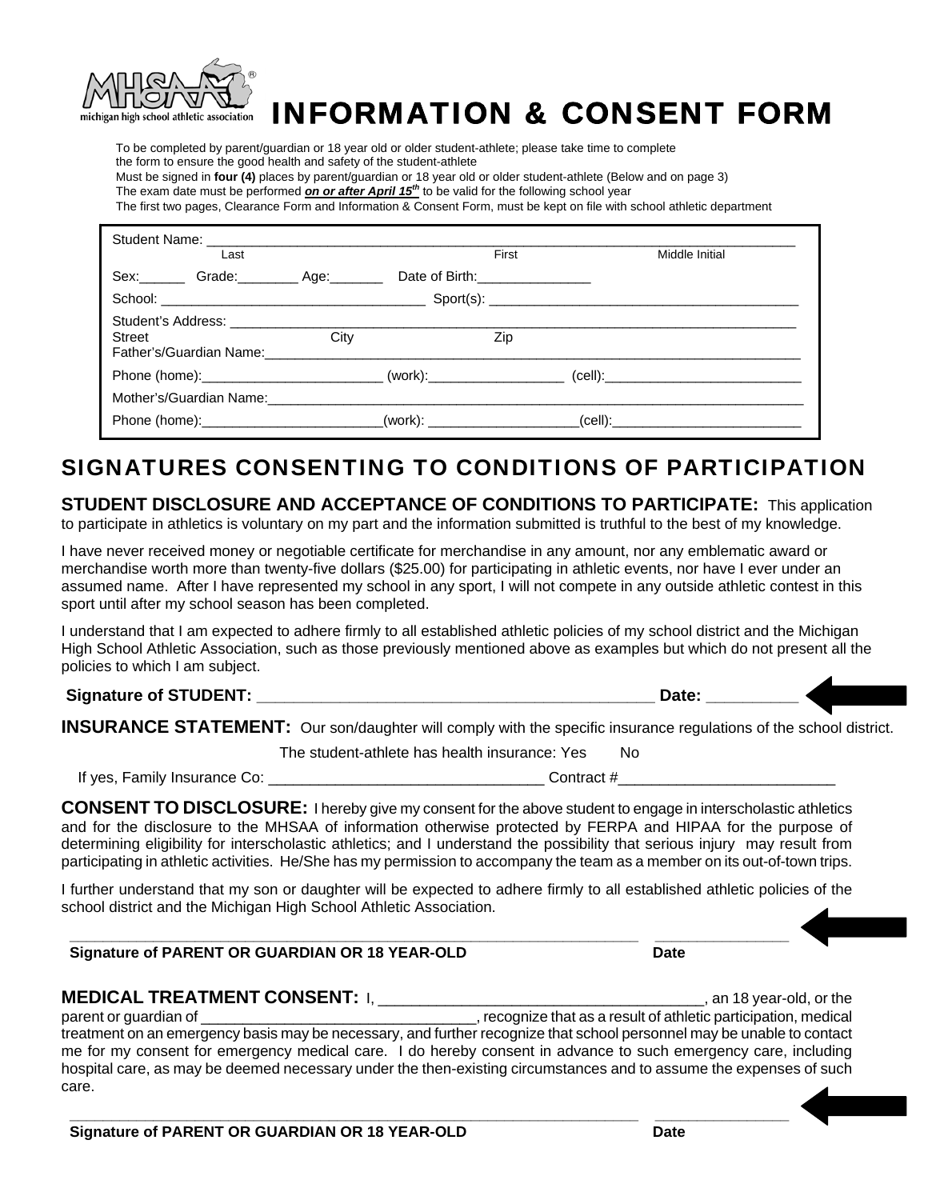# INFORMATION & CONSENT FORM

To be completed by parent/guardian or 18 year old or older student-athlete; please take time to complete the form to ensure the good health and safety of the student-athlete

Must be signed in **four (4)** places by parent/guardian or 18 year old or older student-athlete (Below and on page 3)

The exam date must be performed ***on or after April 15th*** to be valid for the following school year

The first two pages, Clearance Form and Information & Consent Form, must be kept on file with school athletic department

Student Name: ______________________________________________
Last First Middle Initial

Sex:______ Grade:________ Age:_______ Date of Birth:_______________

School: ___________________________________ Sport(s): ________________________________________

Student's Address: ______________________________________________
Street City Zip

Father's/Guardian Name:__________________________________________

Phone (home):________________________ (work):__________________ (cell):__________________________

Mother's/Guardian Name:__________________________________________

Phone (home):_______________________(work): ___________________(cell):_________________________

## SIGNATURES CONSENTING TO CONDITIONS OF PARTICIPATION

**STUDENT DISCLOSURE AND ACCEPTANCE OF CONDITIONS TO PARTICIPATE:** This application to participate in athletics is voluntary on my part and the information submitted is truthful to the best of my knowledge.

I have never received money or negotiable certificate for merchandise in any amount, nor any emblematic award or merchandise worth more than twenty-five dollars ($25.00) for participating in athletic events, nor have I ever under an assumed name. After I have represented my school in any sport, I will not compete in any outside athletic contest in this sport until after my school season has been completed.

I understand that I am expected to adhere firmly to all established athletic policies of my school district and the Michigan High School Athletic Association, such as those previously mentioned above as examples but which do not present all the policies to which I am subject.

**Signature of STUDENT:** ____________________________________________ **Date:** __________

**INSURANCE STATEMENT:** Our son/daughter will comply with the specific insurance regulations of the school district.

The student-athlete has health insurance: Yes No

If yes, Family Insurance Co: ________________________________ Contract #_________________________

**CONSENT TO DISCLOSURE:** I hereby give my consent for the above student to engage in interscholastic athletics and for the disclosure to the MHSAA of information otherwise protected by FERPA and HIPAA for the purpose of determining eligibility for interscholastic athletics; and I understand the possibility that serious injury may result from participating in athletic activities. He/She has my permission to accompany the team as a member on its out-of-town trips.

I further understand that my son or daughter will be expected to adhere firmly to all established athletic policies of the school district and the Michigan High School Athletic Association.

______________________________________________________________ _______________

**Signature of PARENT OR GUARDIAN OR 18 YEAR-OLD** **Date**

**MEDICAL TREATMENT CONSENT:** I, ____________________________________, an 18 year-old, or the parent or guardian of ________________________________, recognize that as a result of athletic participation, medical treatment on an emergency basis may be necessary, and further recognize that school personnel may be unable to contact me for my consent for emergency medical care. I do hereby consent in advance to such emergency care, including hospital care, as may be deemed necessary under the then-existing circumstances and to assume the expenses of such care.

______________________________________________________________ _______________

**Signature of PARENT OR GUARDIAN OR 18 YEAR-OLD** **Date**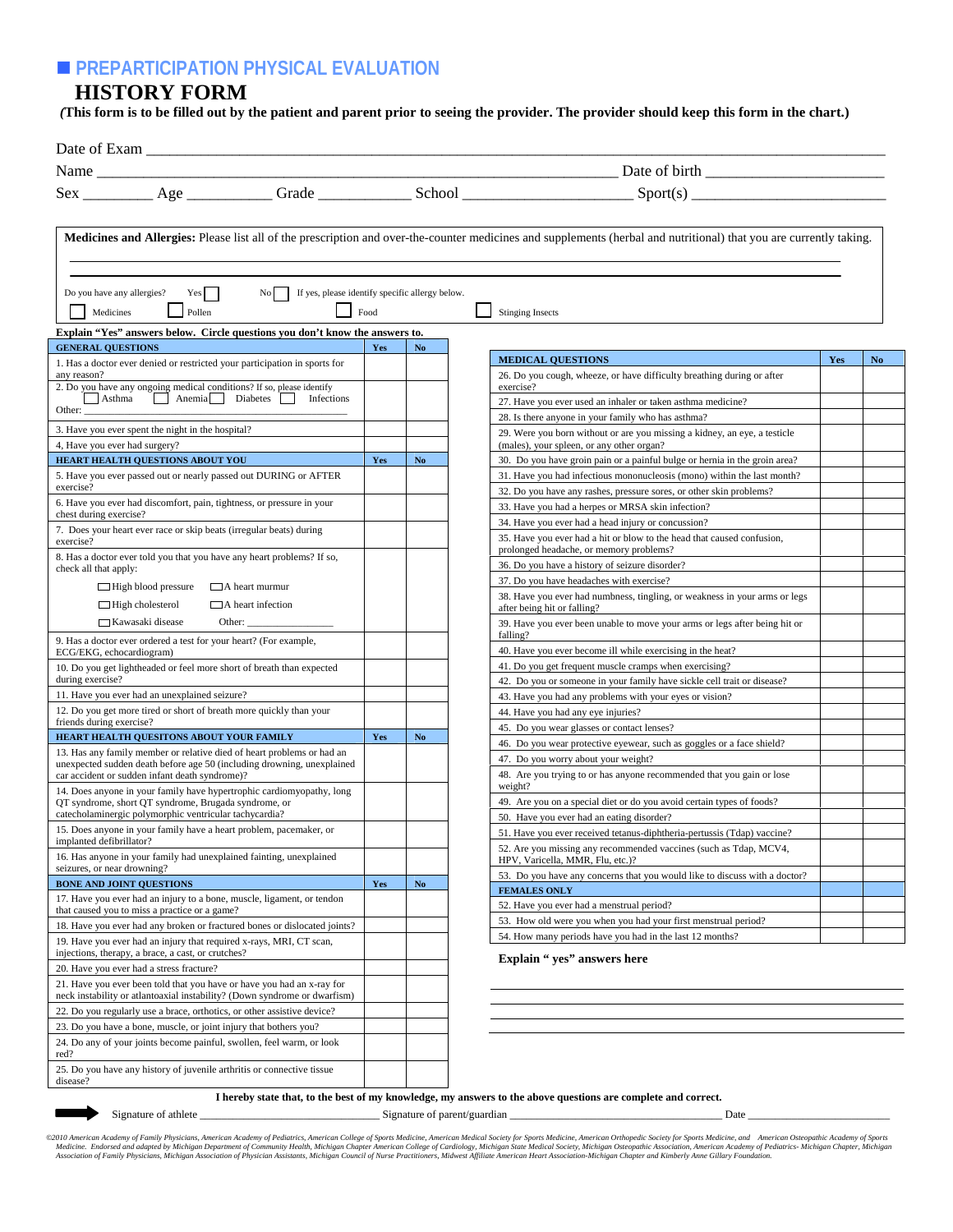## PREPARTICIPATION PHYSICAL EVALUATION

# HISTORY FORM

**(This form is to be filled out by the patient and parent prior to seeing the provider. The provider should keep this form in the chart.)**

Date of Exam ______________________________________________

Name ______________________________________ Date of birth ______________

Sex ________ Age __________ Grade ___________ School ____________________ Sport(s) ______________________

**Medicines and Allergies:** Please list all of the prescription and over-the-counter medicines and supplements (herbal and nutritional) that you are currently taking.

______________________________________________

______________________________________________

Do you have any allergies? Yes ☐ No ☐ If yes, please identify specific allergy below.

☐ Medicines ☐ Pollen ☐ Food ☐ Stinging Insects

**Explain "Yes" answers below. Circle questions you don't know the answers to.**

| GENERAL QUESTIONS | Yes | No |
|---|---|---|
| 1. Has a doctor ever denied or restricted your participation in sports for any reason? | | |
| 2. Do you have any ongoing medical conditions? If so, please identify ☐ Asthma ☐ Anemia ☐ Diabetes ☐ Infections Other: ____________ | | |
| 3. Have you ever spent the night in the hospital? | | |
| 4, Have you ever had surgery? | | |
| **HEART HEALTH QUESTIONS ABOUT YOU** | **Yes** | **No** |
| 5. Have you ever passed out or nearly passed out DURING or AFTER exercise? | | |
| 6. Have you ever had discomfort, pain, tightness, or pressure in your chest during exercise? | | |
| 7. Does your heart ever race or skip beats (irregular beats) during exercise? | | |
| 8. Has a doctor ever told you that you have any heart problems? If so, check all that apply: ☐ High blood pressure ☐ A heart murmur ☐ High cholesterol ☐ A heart infection ☐ Kawasaki disease Other: ____________ | | |
| 9. Has a doctor ever ordered a test for your heart? (For example, ECG/EKG, echocardiogram) | | |
| 10. Do you get lightheaded or feel more short of breath than expected during exercise? | | |
| 11. Have you ever had an unexplained seizure? | | |
| 12. Do you get more tired or short of breath more quickly than your friends during exercise? | | |
| **HEART HEALTH QUESITONS ABOUT YOUR FAMILY** | **Yes** | **No** |
| 13. Has any family member or relative died of heart problems or had an unexpected sudden death before age 50 (including drowning, unexplained car accident or sudden infant death syndrome)? | | |
| 14. Does anyone in your family have hypertrophic cardiomyopathy, long QT syndrome, short QT syndrome, Brugada syndrome, or catecholaminergic polymorphic ventricular tachycardia? | | |
| 15. Does anyone in your family have a heart problem, pacemaker, or implanted defibrillator? | | |
| 16. Has anyone in your family had unexplained fainting, unexplained seizures, or near drowning? | | |
| **BONE AND JOINT QUESTIONS** | **Yes** | **No** |
| 17. Have you ever had an injury to a bone, muscle, ligament, or tendon that caused you to miss a practice or a game? | | |
| 18. Have you ever had any broken or fractured bones or dislocated joints? | | |
| 19. Have you ever had an injury that required x-rays, MRI, CT scan, injections, therapy, a brace, a cast, or crutches? | | |
| 20. Have you ever had a stress fracture? | | |
| 21. Have you ever been told that you have or have you had an x-ray for neck instability or atlantoaxial instability? (Down syndrome or dwarfism) | | |
| 22. Do you regularly use a brace, orthotics, or other assistive device? | | |
| 23. Do you have a bone, muscle, or joint injury that bothers you? | | |
| 24. Do any of your joints become painful, swollen, feel warm, or look red? | | |
| 25. Do you have any history of juvenile arthritis or connective tissue disease? | | |

| MEDICAL QUESTIONS | Yes | No |
|---|---|---|
| 26. Do you cough, wheeze, or have difficulty breathing during or after exercise? | | |
| 27. Have you ever used an inhaler or taken asthma medicine? | | |
| 28. Is there anyone in your family who has asthma? | | |
| 29. Were you born without or are you missing a kidney, an eye, a testicle (males), your spleen, or any other organ? | | |
| 30. Do you have groin pain or a painful bulge or hernia in the groin area? | | |
| 31. Have you had infectious mononucleosis (mono) within the last month? | | |
| 32. Do you have any rashes, pressure sores, or other skin problems? | | |
| 33. Have you had a herpes or MRSA skin infection? | | |
| 34. Have you ever had a head injury or concussion? | | |
| 35. Have you ever had a hit or blow to the head that caused confusion, prolonged headache, or memory problems? | | |
| 36. Do you have a history of seizure disorder? | | |
| 37. Do you have headaches with exercise? | | |
| 38. Have you ever had numbness, tingling, or weakness in your arms or legs after being hit or falling? | | |
| 39. Have you ever been unable to move your arms or legs after being hit or falling? | | |
| 40. Have you ever become ill while exercising in the heat? | | |
| 41. Do you get frequent muscle cramps when exercising? | | |
| 42. Do you or someone in your family have sickle cell trait or disease? | | |
| 43. Have you had any problems with your eyes or vision? | | |
| 44. Have you had any eye injuries? | | |
| 45. Do you wear glasses or contact lenses? | | |
| 46. Do you wear protective eyewear, such as goggles or a face shield? | | |
| 47. Do you worry about your weight? | | |
| 48. Are you trying to or has anyone recommended that you gain or lose weight? | | |
| 49. Are you on a special diet or do you avoid certain types of foods? | | |
| 50. Have you ever had an eating disorder? | | |
| 51. Have you ever received tetanus-diphtheria-pertussis (Tdap) vaccine? | | |
| 52. Are you missing any recommended vaccines (such as Tdap, MCV4, HPV, Varicella, MMR, Flu, etc.)? | | |
| 53. Do you have any concerns that you would like to discuss with a doctor? | | |
| **FEMALES ONLY** | | |
| 52. Have you ever had a menstrual period? | | |
| 53. How old were you when you had your first menstrual period? | | |
| 54. How many periods have you had in the last 12 months? | | |

**Explain " yes" answers here**

______________________________________________

______________________________________________

______________________________________________

**I hereby state that, to the best of my knowledge, my answers to the above questions are complete and correct.**

Signature of athlete ______________________ Signature of parent/guardian ______________________ Date ______________

*©2010 American Academy of Family Physicians, American Academy of Pediatrics, American College of Sports Medicine, American Medical Society for Sports Medicine, American Orthopedic Society for Sports Medicine, and American Osteopathic Academy of Sports Medicine. Endorsed and adapted by Michigan Department of Community Health, Michigan Chapter American College of Cardiology, Michigan State Medical Society, Michigan Osteopathic Association, American Academy of Pediatrics- Michigan Chapter, Michigan Association of Family Physicians, Michigan Association of Physician Assistants, Michigan Council of Nurse Practitioners, Midwest Affiliate American Heart Association-Michigan Chapter and Kimberly Anne Gillary Foundation.*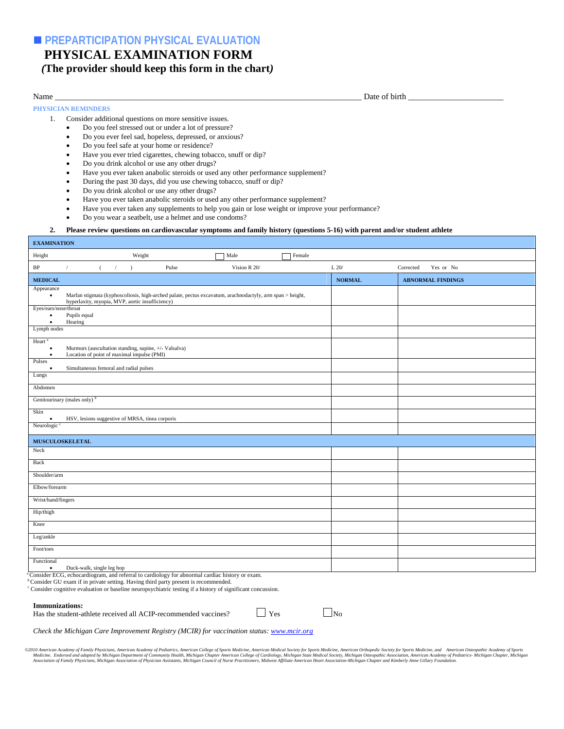# ■ PREPARTICIPATION PHYSICAL EVALUATION

# PHYSICAL EXAMINATION FORM

## *(The provider should keep this form in the chart)*

Name ______________________________________________________________________________ Date of birth ______________________

**PHYSICIAN REMINDERS**

1. Consider additional questions on more sensitive issues.
   - Do you feel stressed out or under a lot of pressure?
   - Do you ever feel sad, hopeless, depressed, or anxious?
   - Do you feel safe at your home or residence?
   - Have you ever tried cigarettes, chewing tobacco, snuff or dip?
   - Do you drink alcohol or use any other drugs?
   - Have you ever taken anabolic steroids or used any other performance supplement?
   - During the past 30 days, did you use chewing tobacco, snuff or dip?
   - Do you drink alcohol or use any other drugs?
   - Have you ever taken anabolic steroids or used any other performance supplement?
   - Have you ever taken any supplements to help you gain or lose weight or improve your performance?
   - Do you wear a seatbelt, use a helmet and use condoms?
2. **Please review questions on cardiovascular symptoms and family history (questions 5-16) with parent and/or student athlete**

| **EXAMINATION** | | |
|---|---|---|
| Height Weight ☐ Male ☐ Female | | |
| BP / ( / ) Pulse Vision R 20/ L 20/ Corrected Yes or No | | |
| **MEDICAL** | **NORMAL** | **ABNORMAL FINDINGS** |
| Appearance<br>• Marfan stigmata (kyphoscoliosis, high-arched palate, pectus excavatum, arachnodactyly, arm span > height, hyperlaxity, myopia, MVP, aortic insufficiency) | | |
| Eyes/ears/nose/throat<br>• Pupils equal<br>• Hearing | | |
| Lymph nodes | | |
| Heart [a]<br>• Murmurs (auscultation standing, supine, +/- Valsalva)<br>• Location of point of maximal impulse (PMI) | | |
| Pulses<br>• Simultaneous femoral and radial pulses | | |
| Lungs | | |
| Abdomen | | |
| Genitourinary (males only) [b] | | |
| Skin<br>• HSV, lesions suggestive of MRSA, tinea corporis | | |
| Neurologic [c] | | |
| **MUSCULOSKELETAL** | | |
| Neck | | |
| Back | | |
| Shoulder/arm | | |
| Elbow/forearm | | |
| Wrist/hand/fingers | | |
| Hip/thigh | | |
| Knee | | |
| Leg/ankle | | |
| Foot/toes | | |
| Functional<br>• Duck-walk, single leg hop | | |

[a] Consider ECG, echocardiogram, and referral to cardiology for abnormal cardiac history or exam.
[b] Consider GU exam if in private setting. Having third party present is recommended.
[c] Consider cognitive evaluation or baseline neuropsychiatric testing if a history of significant concussion.

**Immunizations:**
Has the student-athlete received all ACIP-recommended vaccines? ☐ Yes ☐ No

*Check the Michigan Care Improvement Registry (MCIR) for vaccination status: www.mcir.org*

*©2010 American Academy of Family Physicians, American Academy of Pediatrics, American College of Sports Medicine, American Medical Society for Sports Medicine, American Orthopedic Society for Sports Medicine, and American Osteopathic Academy of Sports Medicine. Endorsed and adapted by Michigan Department of Community Health, Michigan Chapter American College of Cardiology, Michigan State Medical Society, Michigan Osteopathic Association, American Academy of Pediatrics- Michigan Chapter, Michigan Association of Family Physicians, Michigan Association of Physician Assistants, Michigan Council of Nurse Practitioners, Midwest Affiliate American Heart Association-Michigan Chapter and Kimberly Anne Gillary Foundation.*